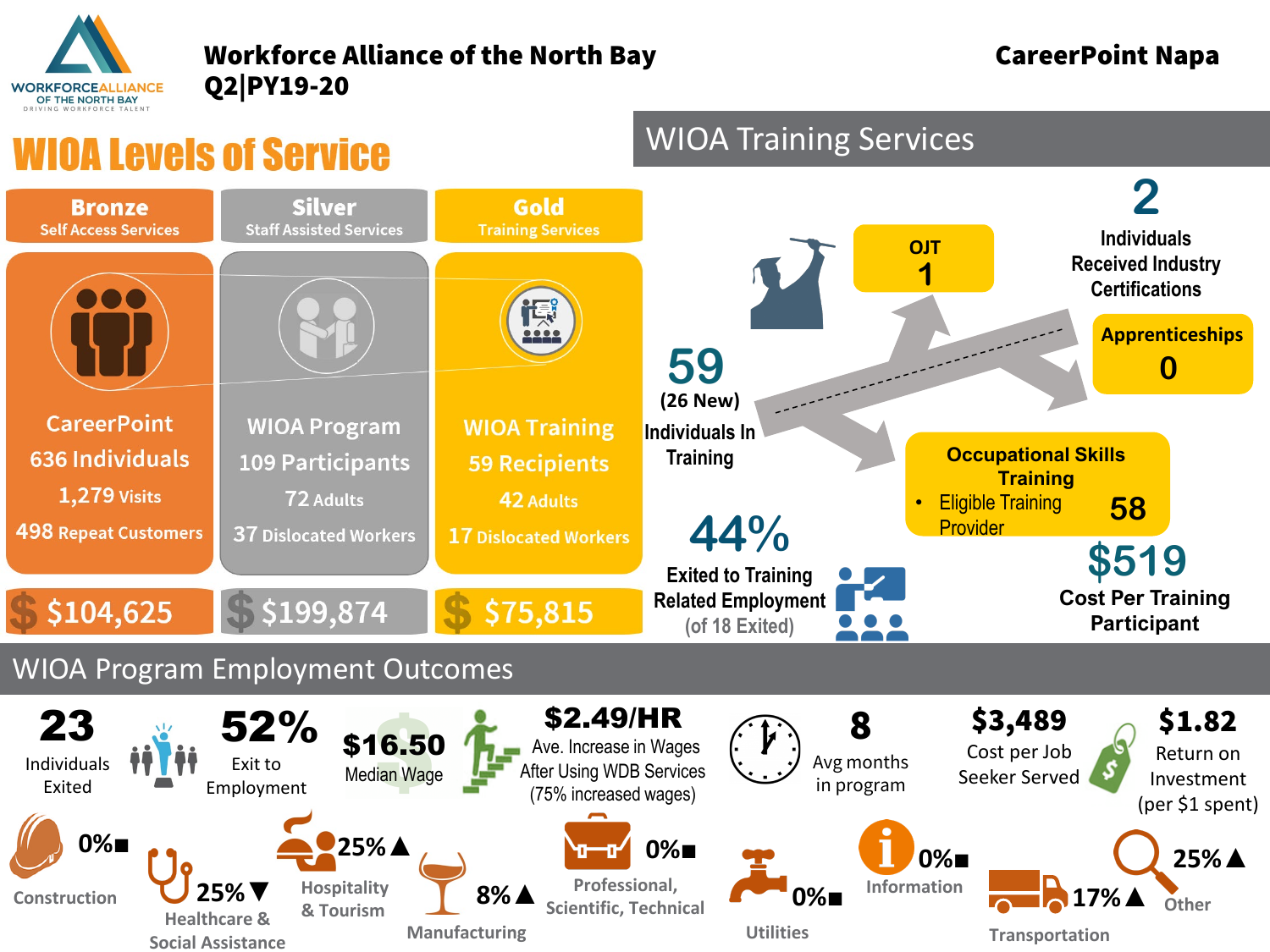# Workforce Alliance of the North Bay Q2|PY19-20

**CareerPoint Napa**

## WIOA Levels of Service

| Bronze | Silver | Gold |
|---|---|---|
| Self Access Services | Staff Assisted Services | Training Services |
| CareerPoint | WIOA Program | WIOA Training |
| 636 Individuals | 109 Participants | 59 Recipients |
| 1,279 Visits | 72 Adults | 42 Adults |
| 498 Repeat Customers | 37 Dislocated Workers | 17 Dislocated Workers |
| $104,625 | $199,874 | $75,815 |

## WIOA Training Services

**59** (26 New) Individuals In Training

- **OJT:** 1
- **2** Individuals Received Industry Certifications
- **Apprenticeships:** 0
- **Occupational Skills Training**
  - Eligible Training Provider: 58

**44%** Exited to Training Related Employment (of 18 Exited)

**$519** Cost Per Training Participant

## WIOA Program Employment Outcomes

- **23** Individuals Exited
- **52%** Exit to Employment
- **$16.50** Median Wage
- **$2.49/HR** Ave. Increase in Wages After Using WDB Services (75% increased wages)
- **8** Avg months in program
- **$3,489** Cost per Job Seeker Served
- **$1.82** Return on Investment (per $1 spent)

| Industry | Percentage |
|---|---|
| Construction | 0%■ |
| Healthcare & Social Assistance | 25%▼ |
| Hospitality & Tourism | 25%▲ |
| Manufacturing | 8%▲ |
| Professional, Scientific, Technical | 0%■ |
| Utilities | 0%■ |
| Information | 0%■ |
| Transportation | 17%▲ |
| Other | 25%▲ |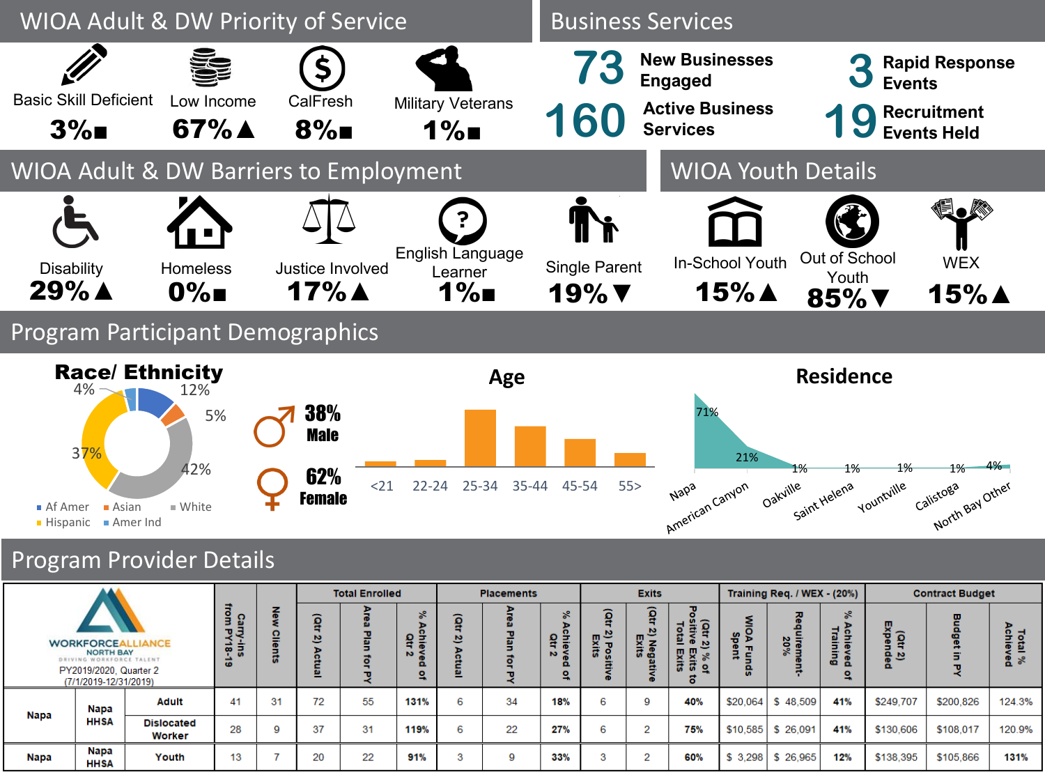## WIOA Adult & DW Priority of Service

Basic Skill Deficient **3%■**

Low Income **67%▲**

CalFresh **8%■**

Military Veterans **1%■**

## Business Services

**73** New Businesses Engaged

**160** Active Business Services

**3** Rapid Response Events

**19** Recruitment Events Held

## WIOA Adult & DW Barriers to Employment

Disability **29%▲**

Homeless **0%■**

Justice Involved **17%▲**

English Language Learner **1%■**

Single Parent **19%▼**

## WIOA Youth Details

In-School Youth **15%▲**

Out of School Youth **85%▼**

WEX **15%▲**

## Program Participant Demographics

**Race/ Ethnicity**

4%
12%
5%
37%
42%

Af Amer, Asian, White, Hispanic, Amer Ind

**38%** **Male**

**62%** **Female**

**Age**

<21, 22-24, 25-34, 35-44, 45-54, 55>

**Residence**

71%, 21%, 1%, 1%, 1%, 1%, 4%

Napa, American Canyon, Oakville, Saint Helena, Yountville, Calistoga, North Bay Other

## Program Provider Details

WORKFORCE ALLIANCE NORTH BAY — DRIVING WORKFORCE TALENT

PY2019/2020, Quarter 2 (7/1/2019-12/31/2019)

| | | | | | Total Enrolled | | | Placements | | | Exits | | | Training Req. / WEX - (20%) | | | Contract Budget | | |
|---|---|---|---|---|---|---|---|---|---|---|---|---|---|---|---|---|---|---|---|
| | | | Carry-ins from PY18-19 | New Clients | (Qtr 2) Actual | Area Plan for PY | % Achieved of Qtr 2 | (Qtr 2) Actual | Area Plan for PY | % Achieved of Qtr 2 | (Qtr 2) Positive Exits | (Qtr 2) Negative Exits | (Qtr 2) % of Positive Exits to Total Exits | WIOA Funds Spent | Requirement-20% | % Achieved of Training | (Qtr 2) Expended | Budget in PY | Total % Achieved |
| Napa | Napa HHSA | Adult | 41 | 31 | 72 | 55 | **131%** | 6 | 34 | **18%** | 6 | 9 | **40%** | $20,064 | $ 48,509 | **41%** | $249,707 | $200,826 | 124.3% |
| | | Dislocated Worker | 28 | 9 | 37 | 31 | **119%** | 6 | 22 | **27%** | 6 | 2 | **75%** | $10,585 | $ 26,091 | **41%** | $130,606 | $108,017 | 120.9% |
| Napa | Napa HHSA | Youth | 13 | 7 | 20 | 22 | **91%** | 3 | 9 | **33%** | 3 | 2 | **60%** | $ 3,298 | $ 26,965 | **12%** | $138,395 | $105,866 | **131%** |